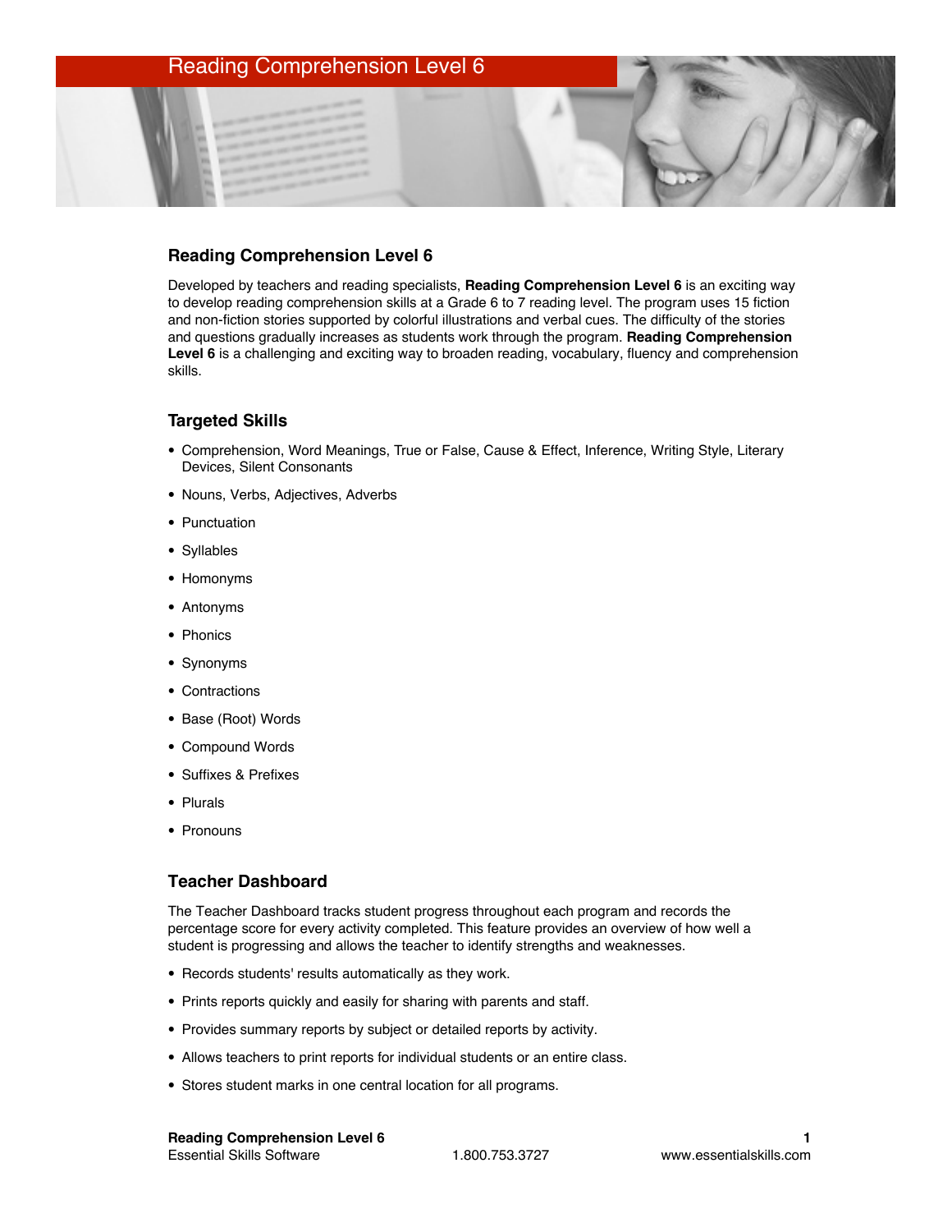# Reading Comprehension Level 6

## Reading Comprehension Level 6

Developed by teachers and reading specialists, **Reading Comprehension Level 6** is an exciting way to develop reading comprehension skills at a Grade 6 to 7 reading level. The program uses 15 fiction and non-fiction stories supported by colorful illustrations and verbal cues. The difficulty of the stories and questions gradually increases as students work through the program. **Reading Comprehension Level 6** is a challenging and exciting way to broaden reading, vocabulary, fluency and comprehension skills.

## Targeted Skills

- Comprehension, Word Meanings, True or False, Cause & Effect, Inference, Writing Style, Literary Devices, Silent Consonants
- Nouns, Verbs, Adjectives, Adverbs
- Punctuation
- Syllables
- Homonyms
- Antonyms
- Phonics
- Synonyms
- Contractions
- Base (Root) Words
- Compound Words
- Suffixes & Prefixes
- Plurals
- Pronouns

## Teacher Dashboard

The Teacher Dashboard tracks student progress throughout each program and records the percentage score for every activity completed. This feature provides an overview of how well a student is progressing and allows the teacher to identify strengths and weaknesses.

- Records students' results automatically as they work.
- Prints reports quickly and easily for sharing with parents and staff.
- Provides summary reports by subject or detailed reports by activity.
- Allows teachers to print reports for individual students or an entire class.
- Stores student marks in one central location for all programs.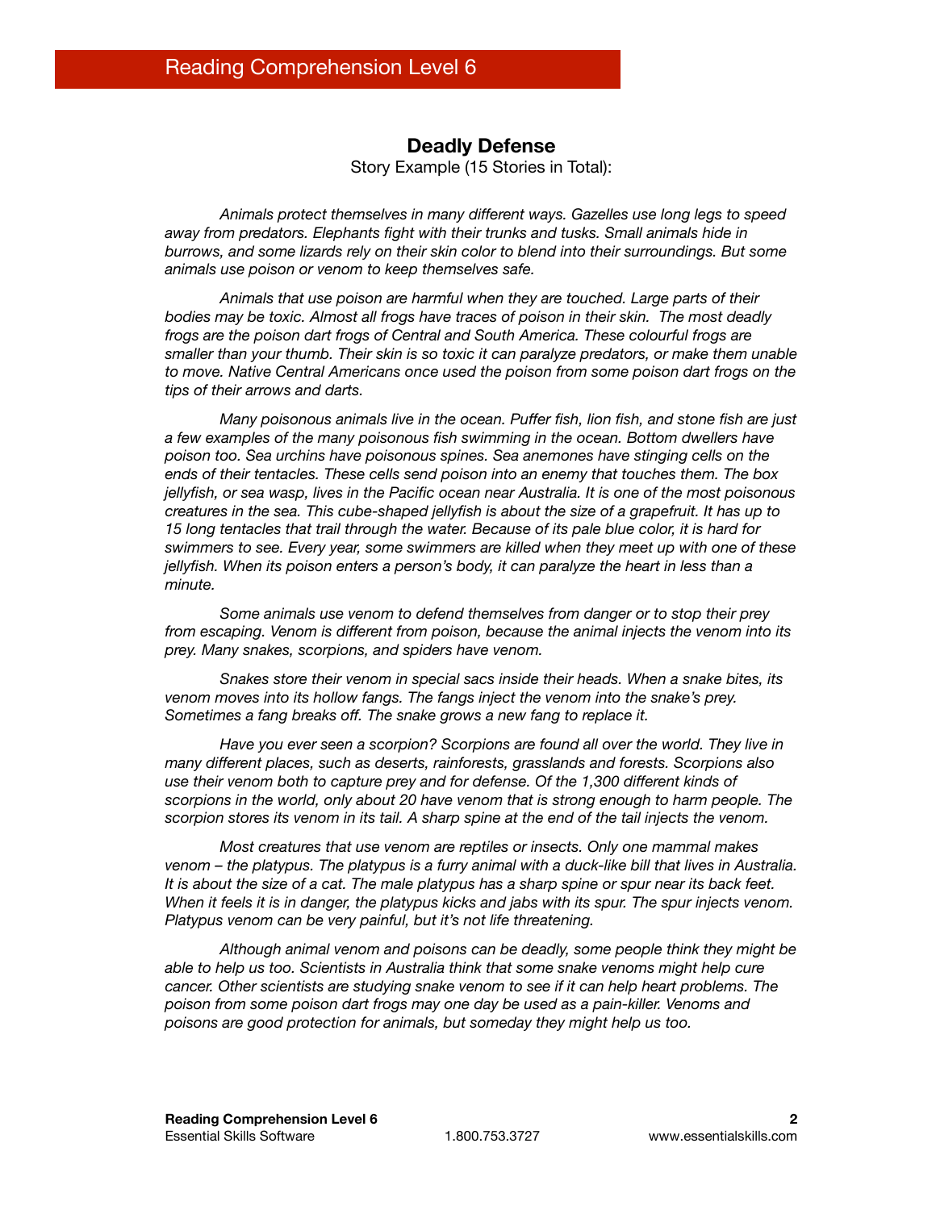## Deadly Defense

Story Example (15 Stories in Total):

*Animals protect themselves in many different ways. Gazelles use long legs to speed away from predators. Elephants fight with their trunks and tusks. Small animals hide in burrows, and some lizards rely on their skin color to blend into their surroundings. But some animals use poison or venom to keep themselves safe.*

*Animals that use poison are harmful when they are touched. Large parts of their bodies may be toxic. Almost all frogs have traces of poison in their skin. The most deadly frogs are the poison dart frogs of Central and South America. These colourful frogs are smaller than your thumb. Their skin is so toxic it can paralyze predators, or make them unable to move. Native Central Americans once used the poison from some poison dart frogs on the tips of their arrows and darts.*

*Many poisonous animals live in the ocean. Puffer fish, lion fish, and stone fish are just a few examples of the many poisonous fish swimming in the ocean. Bottom dwellers have poison too. Sea urchins have poisonous spines. Sea anemones have stinging cells on the ends of their tentacles. These cells send poison into an enemy that touches them. The box jellyfish, or sea wasp, lives in the Pacific ocean near Australia. It is one of the most poisonous creatures in the sea. This cube-shaped jellyfish is about the size of a grapefruit. It has up to 15 long tentacles that trail through the water. Because of its pale blue color, it is hard for swimmers to see. Every year, some swimmers are killed when they meet up with one of these jellyfish. When its poison enters a person's body, it can paralyze the heart in less than a minute.*

*Some animals use venom to defend themselves from danger or to stop their prey from escaping. Venom is different from poison, because the animal injects the venom into its prey. Many snakes, scorpions, and spiders have venom.*

*Snakes store their venom in special sacs inside their heads. When a snake bites, its venom moves into its hollow fangs. The fangs inject the venom into the snake's prey. Sometimes a fang breaks off. The snake grows a new fang to replace it.*

*Have you ever seen a scorpion? Scorpions are found all over the world. They live in many different places, such as deserts, rainforests, grasslands and forests. Scorpions also use their venom both to capture prey and for defense. Of the 1,300 different kinds of scorpions in the world, only about 20 have venom that is strong enough to harm people. The scorpion stores its venom in its tail. A sharp spine at the end of the tail injects the venom.*

*Most creatures that use venom are reptiles or insects. Only one mammal makes venom – the platypus. The platypus is a furry animal with a duck-like bill that lives in Australia. It is about the size of a cat. The male platypus has a sharp spine or spur near its back feet. When it feels it is in danger, the platypus kicks and jabs with its spur. The spur injects venom. Platypus venom can be very painful, but it's not life threatening.*

*Although animal venom and poisons can be deadly, some people think they might be able to help us too. Scientists in Australia think that some snake venoms might help cure cancer. Other scientists are studying snake venom to see if it can help heart problems. The poison from some poison dart frogs may one day be used as a pain-killer. Venoms and poisons are good protection for animals, but someday they might help us too.*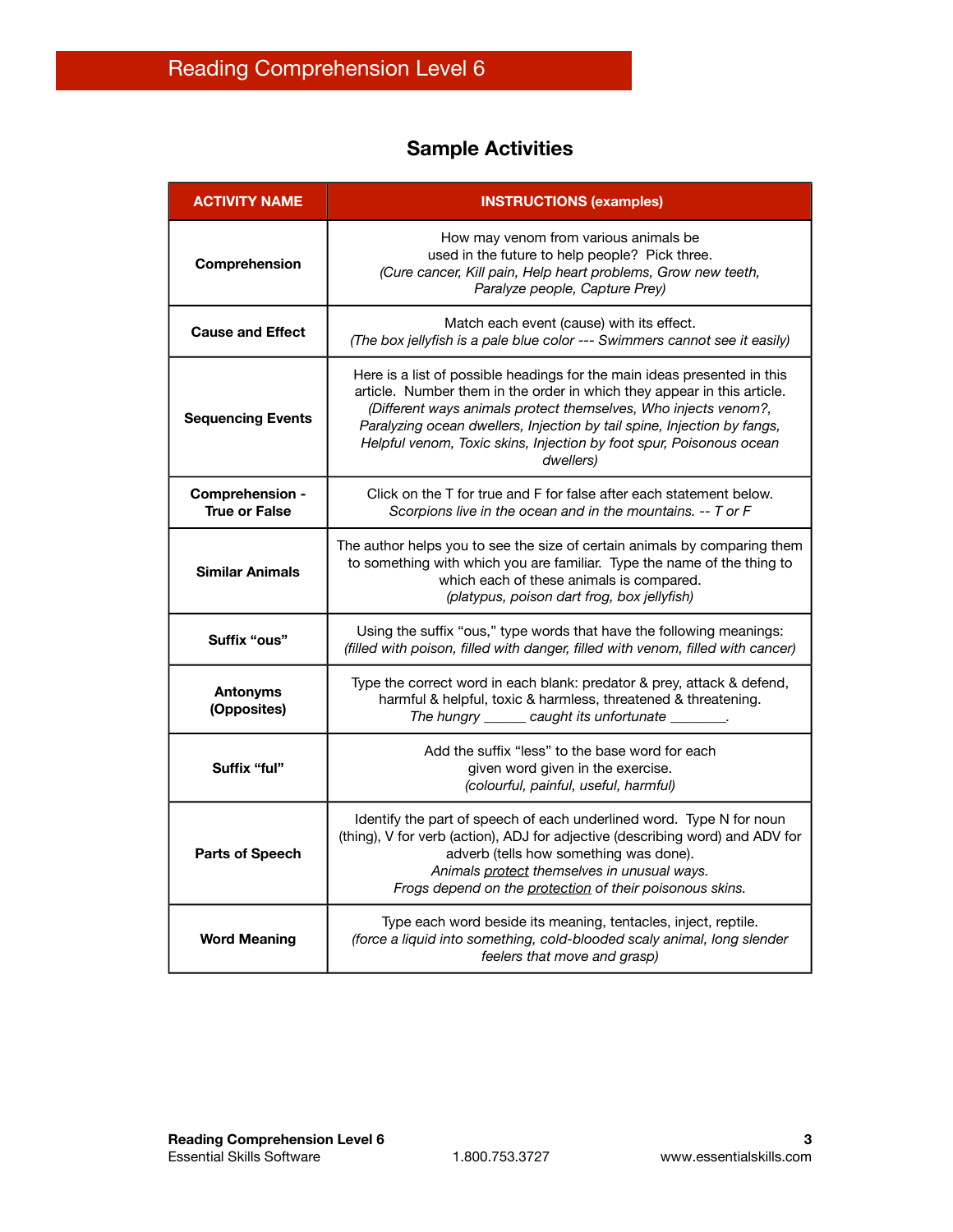## Sample Activities

| ACTIVITY NAME | INSTRUCTIONS (examples) |
| --- | --- |
| **Comprehension** | How may venom from various animals be used in the future to help people? Pick three. *(Cure cancer, Kill pain, Help heart problems, Grow new teeth, Paralyze people, Capture Prey)* |
| **Cause and Effect** | Match each event (cause) with its effect. *(The box jellyfish is a pale blue color --- Swimmers cannot see it easily)* |
| **Sequencing Events** | Here is a list of possible headings for the main ideas presented in this article. Number them in the order in which they appear in this article. *(Different ways animals protect themselves, Who injects venom?, Paralyzing ocean dwellers, Injection by tail spine, Injection by fangs, Helpful venom, Toxic skins, Injection by foot spur, Poisonous ocean dwellers)* |
| **Comprehension - True or False** | Click on the T for true and F for false after each statement below. *Scorpions live in the ocean and in the mountains. -- T or F* |
| **Similar Animals** | The author helps you to see the size of certain animals by comparing them to something with which you are familiar. Type the name of the thing to which each of these animals is compared. *(platypus, poison dart frog, box jellyfish)* |
| **Suffix "ous"** | Using the suffix "ous," type words that have the following meanings: *(filled with poison, filled with danger, filled with venom, filled with cancer)* |
| **Antonyms (Opposites)** | Type the correct word in each blank: predator & prey, attack & defend, harmful & helpful, toxic & harmless, threatened & threatening. *The hungry ______ caught its unfortunate ________.* |
| **Suffix "ful"** | Add the suffix "less" to the base word for each given word given in the exercise. *(colourful, painful, useful, harmful)* |
| **Parts of Speech** | Identify the part of speech of each underlined word. Type N for noun (thing), V for verb (action), ADJ for adjective (describing word) and ADV for adverb (tells how something was done). *Animals <u>protect</u> themselves in unusual ways. Frogs depend on the <u>protection</u> of their poisonous skins.* |
| **Word Meaning** | Type each word beside its meaning, tentacles, inject, reptile. *(force a liquid into something, cold-blooded scaly animal, long slender feelers that move and grasp)* |